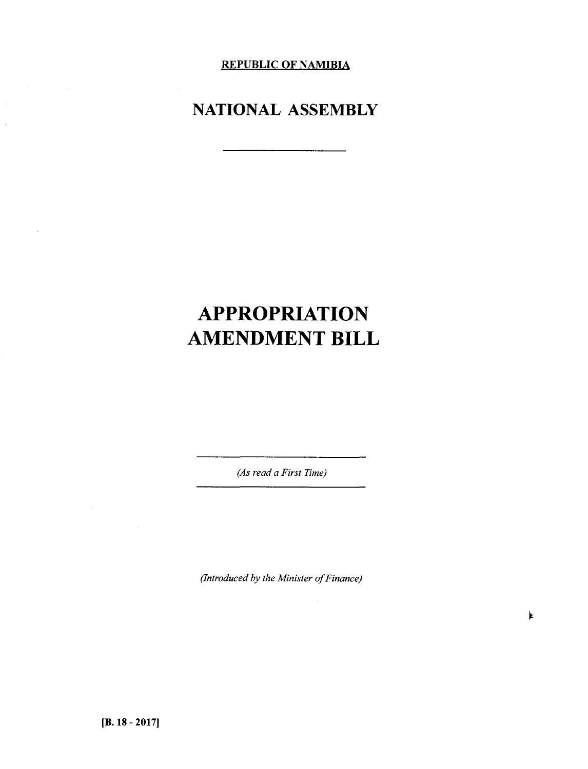**REPUBLIC OF NAMIBIA**

# NATIONAL ASSEMBLY

---

# APPROPRIATION AMENDMENT BILL

---

*(As read a First Time)*

---

*(Introduced by the Minister of Finance)*

**[B. 18 - 2017]**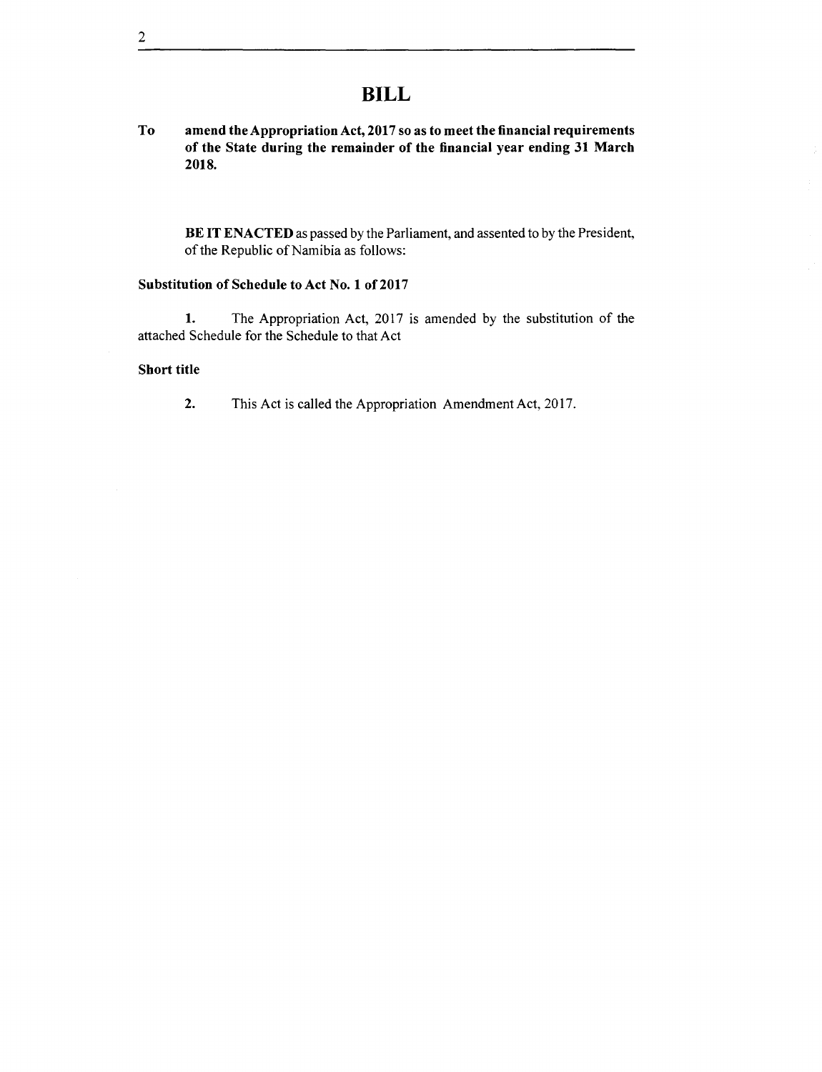# BILL

**To amend the Appropriation Act, 2017 so as to meet the financial requirements of the State during the remainder of the financial year ending 31 March 2018.**

**BE IT ENACTED** as passed by the Parliament, and assented to by the President, of the Republic of Namibia as follows:

**Substitution of Schedule to Act No. 1 of 2017**

**1.** The Appropriation Act, 2017 is amended by the substitution of the attached Schedule for the Schedule to that Act

**Short title**

**2.** This Act is called the Appropriation Amendment Act, 2017.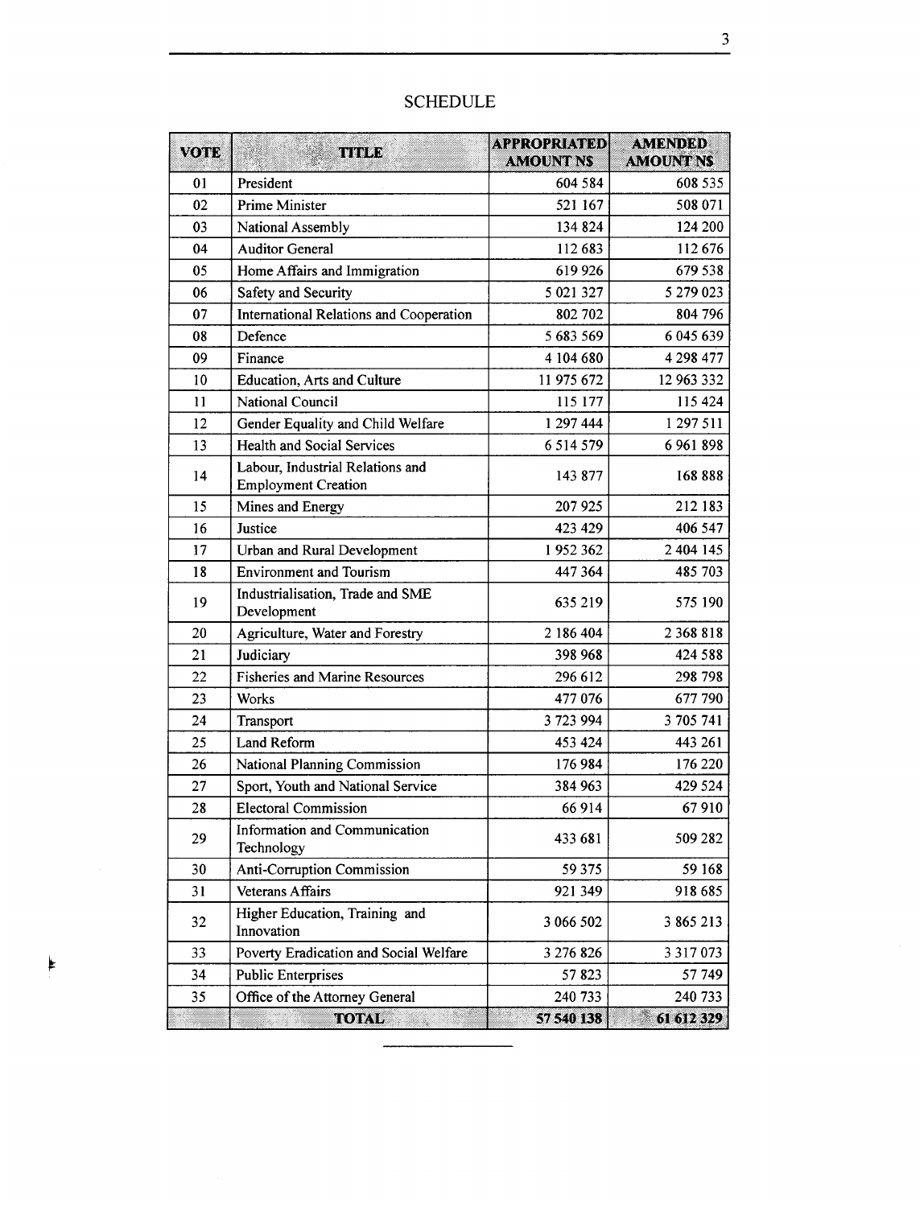# SCHEDULE

| VOTE | TITLE | APPROPRIATED AMOUNT N$ | AMENDED AMOUNT N$ |
|---|---|---|---|
| 01 | President | 604 584 | 608 535 |
| 02 | Prime Minister | 521 167 | 508 071 |
| 03 | National Assembly | 134 824 | 124 200 |
| 04 | Auditor General | 112 683 | 112 676 |
| 05 | Home Affairs and Immigration | 619 926 | 679 538 |
| 06 | Safety and Security | 5 021 327 | 5 279 023 |
| 07 | International Relations and Cooperation | 802 702 | 804 796 |
| 08 | Defence | 5 683 569 | 6 045 639 |
| 09 | Finance | 4 104 680 | 4 298 477 |
| 10 | Education, Arts and Culture | 11 975 672 | 12 963 332 |
| 11 | National Council | 115 177 | 115 424 |
| 12 | Gender Equality and Child Welfare | 1 297 444 | 1 297 511 |
| 13 | Health and Social Services | 6 514 579 | 6 961 898 |
| 14 | Labour, Industrial Relations and Employment Creation | 143 877 | 168 888 |
| 15 | Mines and Energy | 207 925 | 212 183 |
| 16 | Justice | 423 429 | 406 547 |
| 17 | Urban and Rural Development | 1 952 362 | 2 404 145 |
| 18 | Environment and Tourism | 447 364 | 485 703 |
| 19 | Industrialisation, Trade and SME Development | 635 219 | 575 190 |
| 20 | Agriculture, Water and Forestry | 2 186 404 | 2 368 818 |
| 21 | Judiciary | 398 968 | 424 588 |
| 22 | Fisheries and Marine Resources | 296 612 | 298 798 |
| 23 | Works | 477 076 | 677 790 |
| 24 | Transport | 3 723 994 | 3 705 741 |
| 25 | Land Reform | 453 424 | 443 261 |
| 26 | National Planning Commission | 176 984 | 176 220 |
| 27 | Sport, Youth and National Service | 384 963 | 429 524 |
| 28 | Electoral Commission | 66 914 | 67 910 |
| 29 | Information and Communication Technology | 433 681 | 509 282 |
| 30 | Anti-Corruption Commission | 59 375 | 59 168 |
| 31 | Veterans Affairs | 921 349 | 918 685 |
| 32 | Higher Education, Training and Innovation | 3 066 502 | 3 865 213 |
| 33 | Poverty Eradication and Social Welfare | 3 276 826 | 3 317 073 |
| 34 | Public Enterprises | 57 823 | 57 749 |
| 35 | Office of the Attorney General | 240 733 | 240 733 |
| | **TOTAL** | **57 540 138** | **61 612 329** |